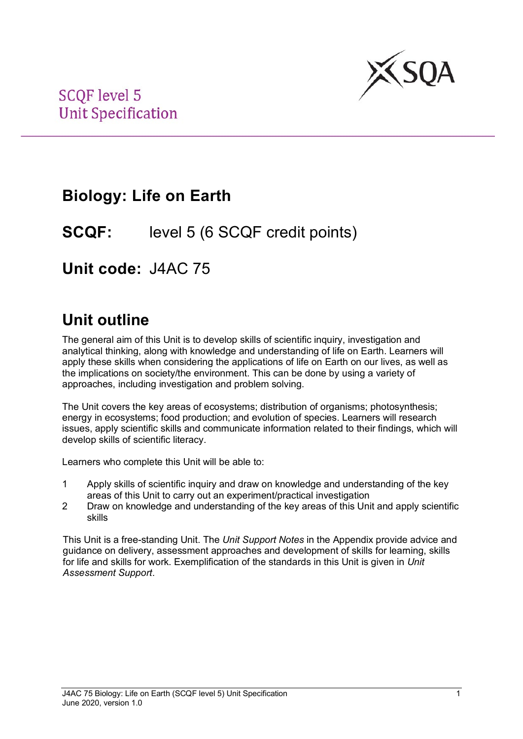SCQF level 5
Unit Specification

# Biology: Life on Earth

**SCQF:** level 5 (6 SCQF credit points)

**Unit code:** J4AC 75

## Unit outline

The general aim of this Unit is to develop skills of scientific inquiry, investigation and analytical thinking, along with knowledge and understanding of life on Earth. Learners will apply these skills when considering the applications of life on Earth on our lives, as well as the implications on society/the environment. This can be done by using a variety of approaches, including investigation and problem solving.

The Unit covers the key areas of ecosystems; distribution of organisms; photosynthesis; energy in ecosystems; food production; and evolution of species. Learners will research issues, apply scientific skills and communicate information related to their findings, which will develop skills of scientific literacy.

Learners who complete this Unit will be able to:

1. Apply skills of scientific inquiry and draw on knowledge and understanding of the key areas of this Unit to carry out an experiment/practical investigation
2. Draw on knowledge and understanding of the key areas of this Unit and apply scientific skills

This Unit is a free-standing Unit. The *Unit Support Notes* in the Appendix provide advice and guidance on delivery, assessment approaches and development of skills for learning, skills for life and skills for work. Exemplification of the standards in this Unit is given in *Unit Assessment Support*.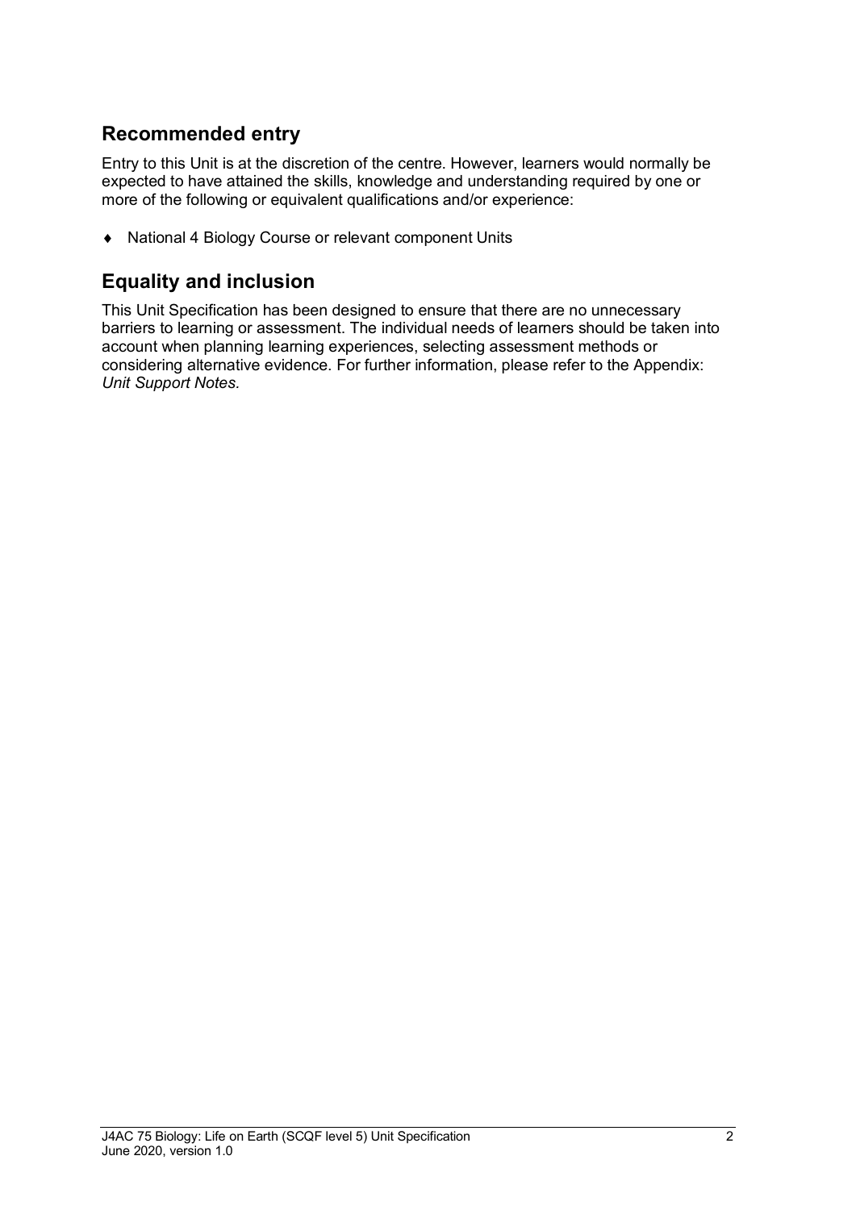## Recommended entry

Entry to this Unit is at the discretion of the centre. However, learners would normally be expected to have attained the skills, knowledge and understanding required by one or more of the following or equivalent qualifications and/or experience:

- National 4 Biology Course or relevant component Units

## Equality and inclusion

This Unit Specification has been designed to ensure that there are no unnecessary barriers to learning or assessment. The individual needs of learners should be taken into account when planning learning experiences, selecting assessment methods or considering alternative evidence. For further information, please refer to the Appendix: *Unit Support Notes.*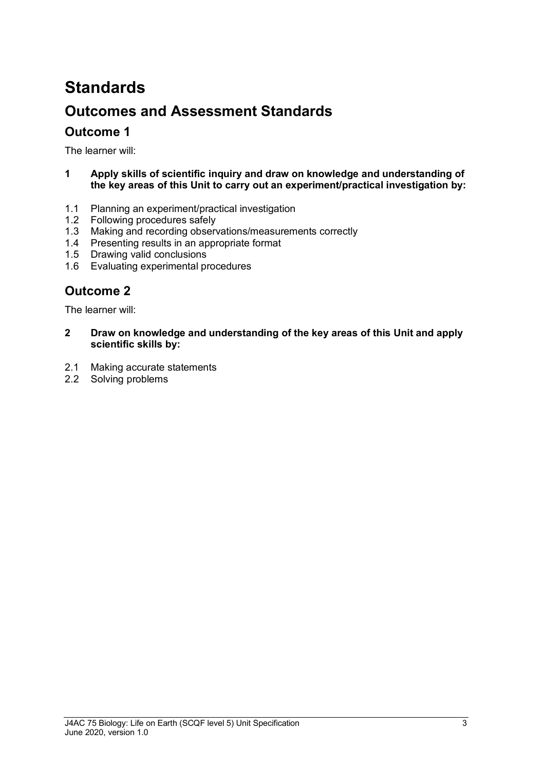# Standards

## Outcomes and Assessment Standards

### Outcome 1

The learner will:

**1 Apply skills of scientific inquiry and draw on knowledge and understanding of the key areas of this Unit to carry out an experiment/practical investigation by:**

1.1 Planning an experiment/practical investigation
1.2 Following procedures safely
1.3 Making and recording observations/measurements correctly
1.4 Presenting results in an appropriate format
1.5 Drawing valid conclusions
1.6 Evaluating experimental procedures

### Outcome 2

The learner will:

**2 Draw on knowledge and understanding of the key areas of this Unit and apply scientific skills by:**

2.1 Making accurate statements
2.2 Solving problems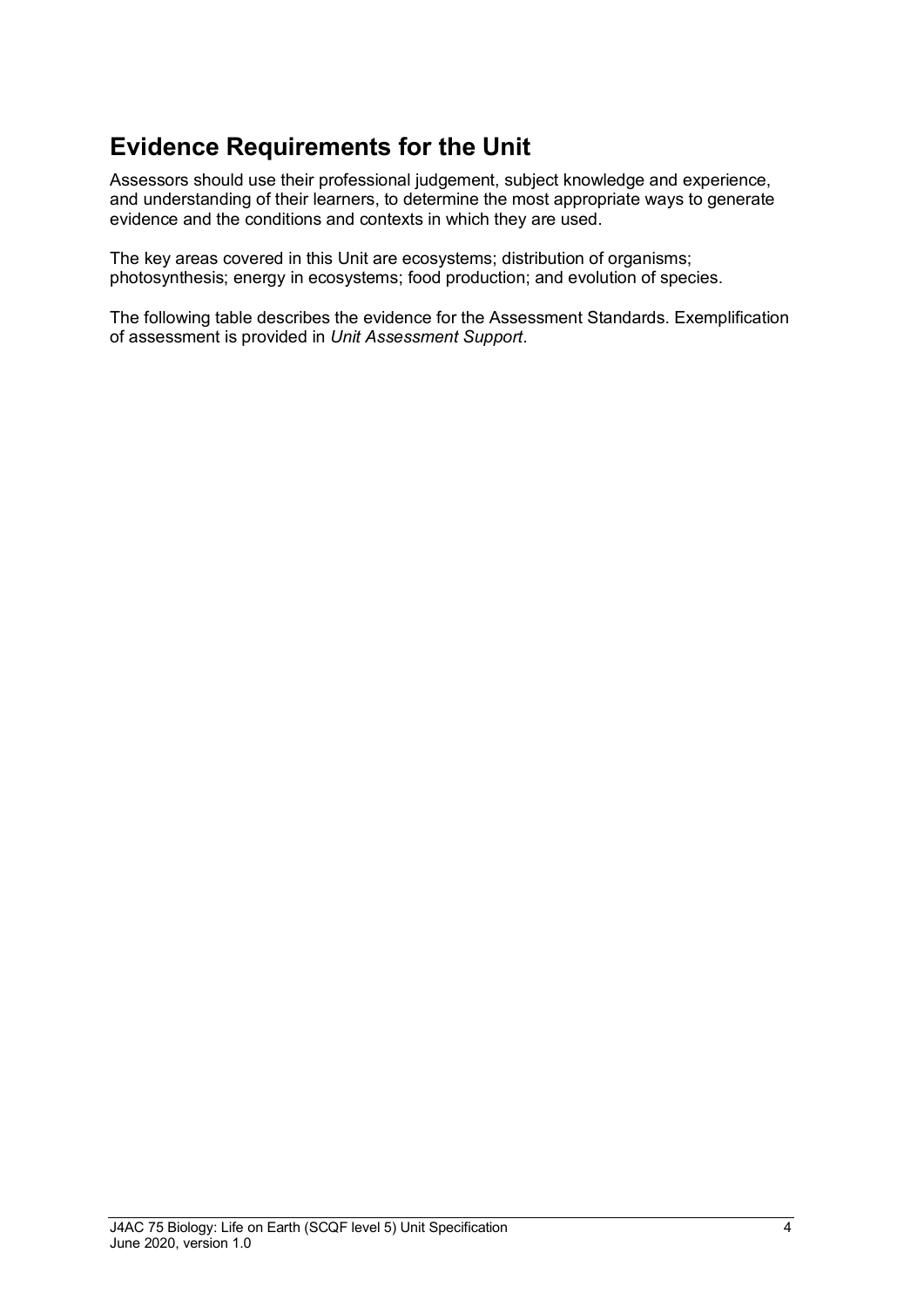## Evidence Requirements for the Unit

Assessors should use their professional judgement, subject knowledge and experience, and understanding of their learners, to determine the most appropriate ways to generate evidence and the conditions and contexts in which they are used.

The key areas covered in this Unit are ecosystems; distribution of organisms; photosynthesis; energy in ecosystems; food production; and evolution of species.

The following table describes the evidence for the Assessment Standards. Exemplification of assessment is provided in *Unit Assessment Support*.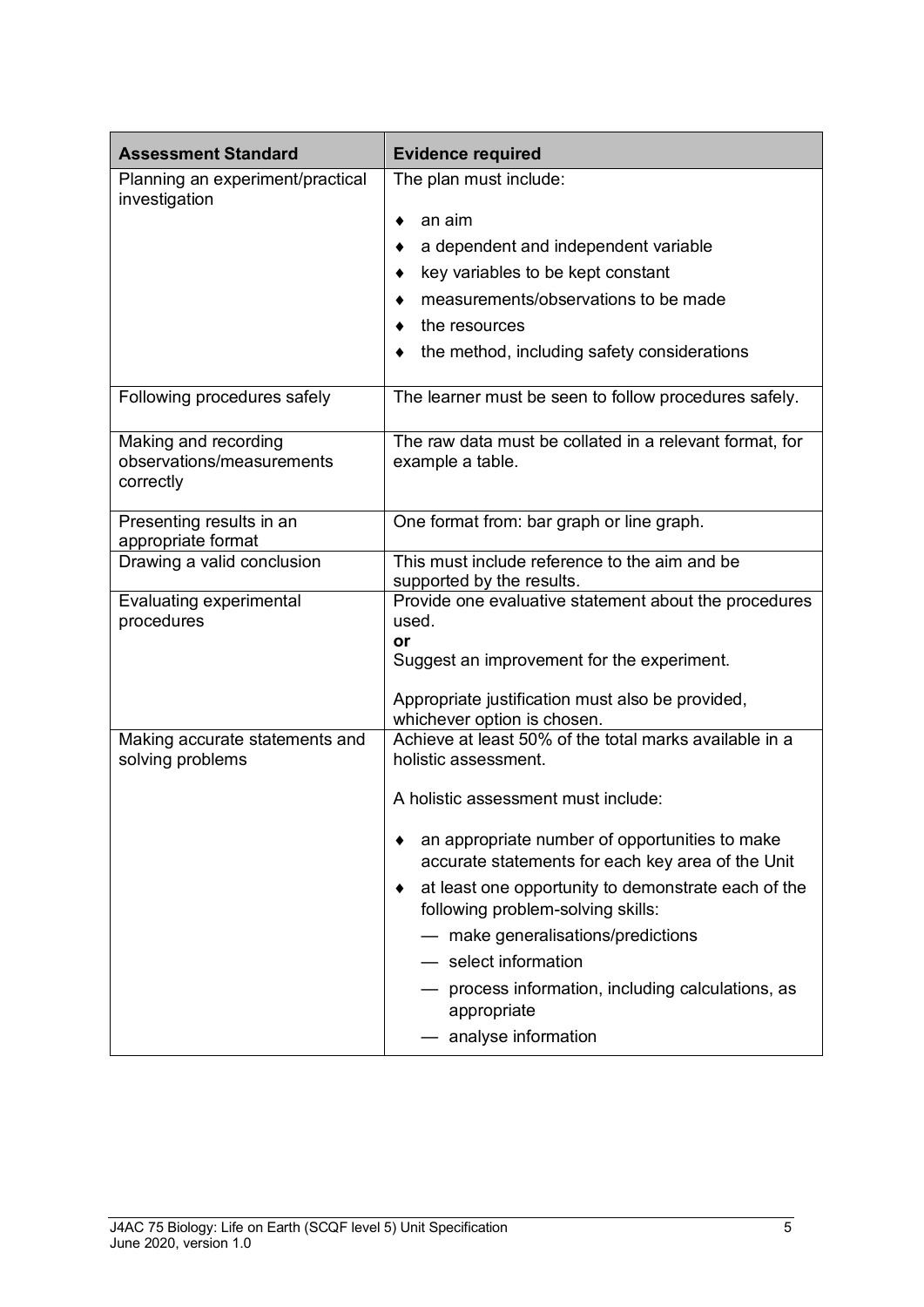| Assessment Standard | Evidence required |
|---|---|
| Planning an experiment/practical investigation | The plan must include:<br><br>♦ an aim<br>♦ a dependent and independent variable<br>♦ key variables to be kept constant<br>♦ measurements/observations to be made<br>♦ the resources<br>♦ the method, including safety considerations |
| Following procedures safely | The learner must be seen to follow procedures safely. |
| Making and recording observations/measurements correctly | The raw data must be collated in a relevant format, for example a table. |
| Presenting results in an appropriate format | One format from: bar graph or line graph. |
| Drawing a valid conclusion | This must include reference to the aim and be supported by the results. |
| Evaluating experimental procedures | Provide one evaluative statement about the procedures used.<br>**or**<br>Suggest an improvement for the experiment.<br><br>Appropriate justification must also be provided, whichever option is chosen. |
| Making accurate statements and solving problems | Achieve at least 50% of the total marks available in a holistic assessment.<br><br>A holistic assessment must include:<br><br>♦ an appropriate number of opportunities to make accurate statements for each key area of the Unit<br>♦ at least one opportunity to demonstrate each of the following problem-solving skills:<br>— make generalisations/predictions<br>— select information<br>— process information, including calculations, as appropriate<br>— analyse information |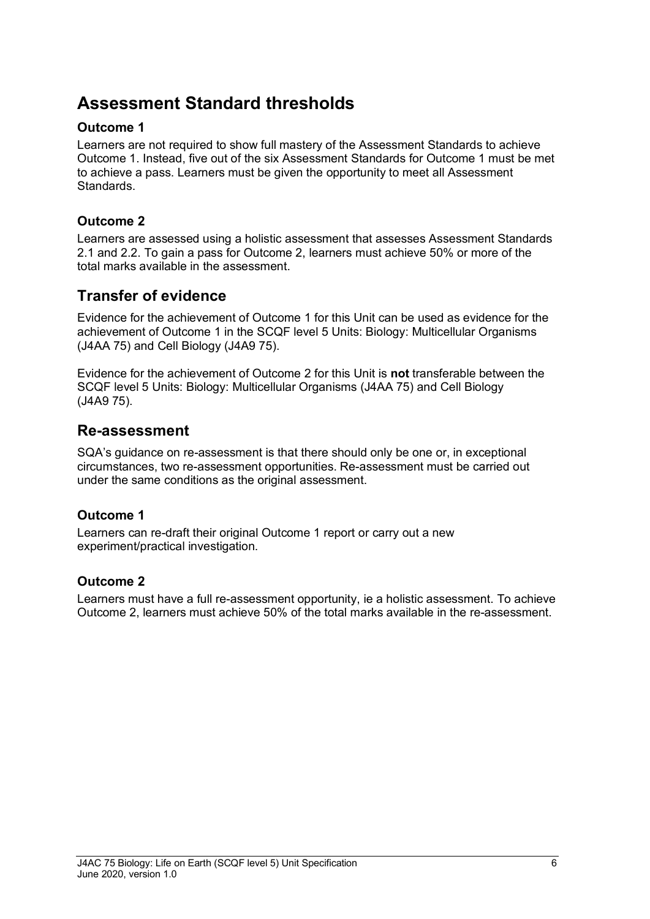## Assessment Standard thresholds

### Outcome 1

Learners are not required to show full mastery of the Assessment Standards to achieve Outcome 1. Instead, five out of the six Assessment Standards for Outcome 1 must be met to achieve a pass. Learners must be given the opportunity to meet all Assessment Standards.

### Outcome 2

Learners are assessed using a holistic assessment that assesses Assessment Standards 2.1 and 2.2. To gain a pass for Outcome 2, learners must achieve 50% or more of the total marks available in the assessment.

## Transfer of evidence

Evidence for the achievement of Outcome 1 for this Unit can be used as evidence for the achievement of Outcome 1 in the SCQF level 5 Units: Biology: Multicellular Organisms (J4AA 75) and Cell Biology (J4A9 75).

Evidence for the achievement of Outcome 2 for this Unit is **not** transferable between the SCQF level 5 Units: Biology: Multicellular Organisms (J4AA 75) and Cell Biology (J4A9 75).

## Re-assessment

SQA's guidance on re-assessment is that there should only be one or, in exceptional circumstances, two re-assessment opportunities. Re-assessment must be carried out under the same conditions as the original assessment.

### Outcome 1

Learners can re-draft their original Outcome 1 report or carry out a new experiment/practical investigation.

### Outcome 2

Learners must have a full re-assessment opportunity, ie a holistic assessment. To achieve Outcome 2, learners must achieve 50% of the total marks available in the re-assessment.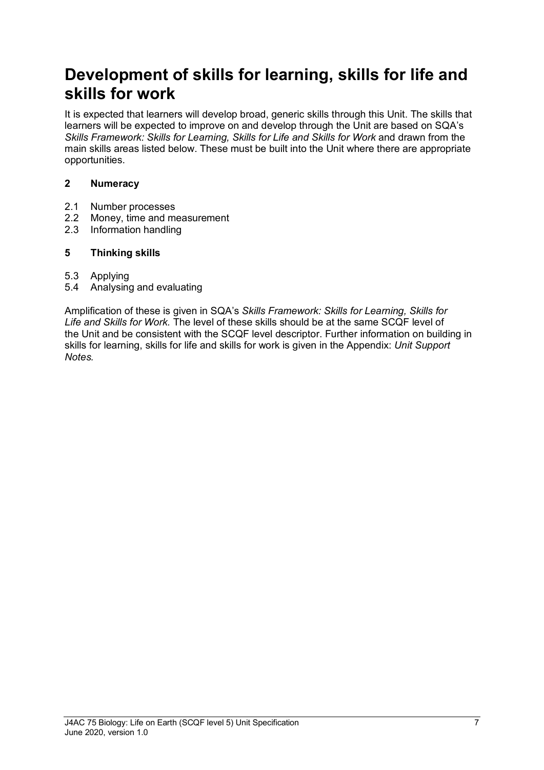# Development of skills for learning, skills for life and skills for work

It is expected that learners will develop broad, generic skills through this Unit. The skills that learners will be expected to improve on and develop through the Unit are based on SQA's *Skills Framework: Skills for Learning, Skills for Life and Skills for Work* and drawn from the main skills areas listed below. These must be built into the Unit where there are appropriate opportunities.

**2 Numeracy**

2.1 Number processes
2.2 Money, time and measurement
2.3 Information handling

**5 Thinking skills**

5.3 Applying
5.4 Analysing and evaluating

Amplification of these is given in SQA's *Skills Framework: Skills for Learning, Skills for Life and Skills for Work.* The level of these skills should be at the same SCQF level of the Unit and be consistent with the SCQF level descriptor. Further information on building in skills for learning, skills for life and skills for work is given in the Appendix: *Unit Support Notes.*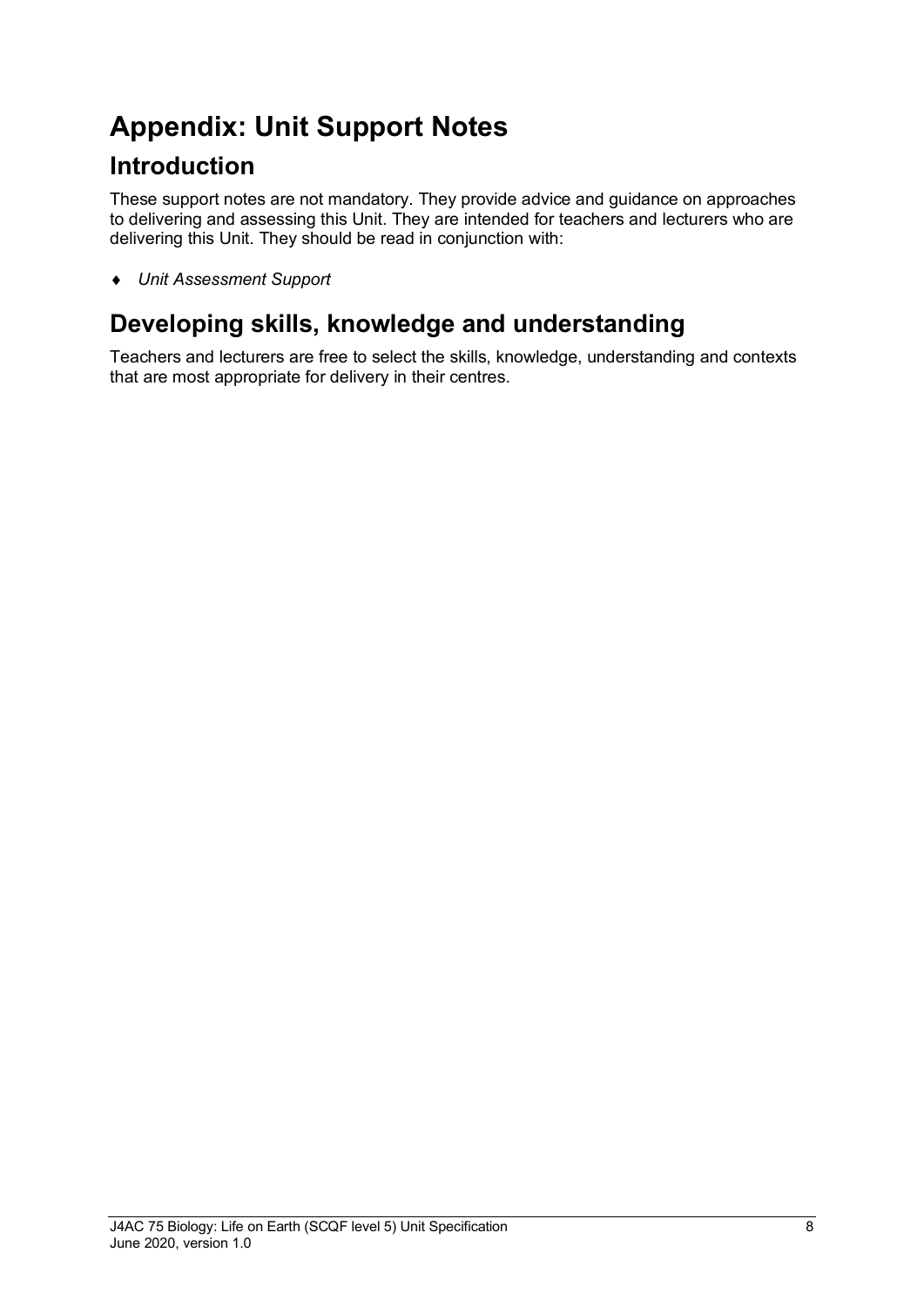# Appendix: Unit Support Notes

## Introduction

These support notes are not mandatory. They provide advice and guidance on approaches to delivering and assessing this Unit. They are intended for teachers and lecturers who are delivering this Unit. They should be read in conjunction with:

- *Unit Assessment Support*

## Developing skills, knowledge and understanding

Teachers and lecturers are free to select the skills, knowledge, understanding and contexts that are most appropriate for delivery in their centres.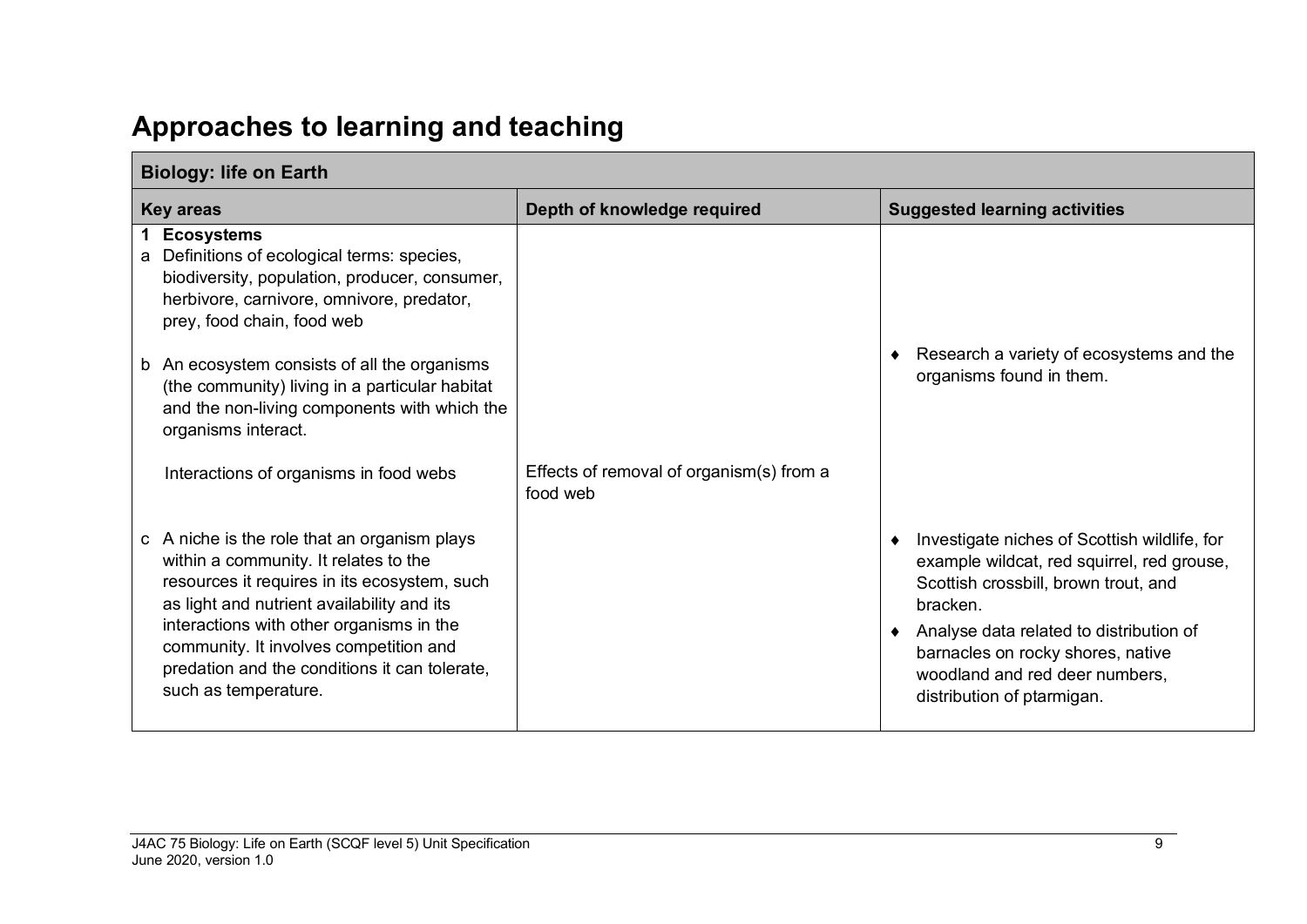# Approaches to learning and teaching

| Biology: life on Earth | | |
|---|---|---|
| **Key areas** | **Depth of knowledge required** | **Suggested learning activities** |
| **1 Ecosystems** | | |
| a Definitions of ecological terms: species, biodiversity, population, producer, consumer, herbivore, carnivore, omnivore, predator, prey, food chain, food web | | |
| b An ecosystem consists of all the organisms (the community) living in a particular habitat and the non-living components with which the organisms interact. | | ♦ Research a variety of ecosystems and the organisms found in them. |
| Interactions of organisms in food webs | Effects of removal of organism(s) from a food web | |
| c A niche is the role that an organism plays within a community. It relates to the resources it requires in its ecosystem, such as light and nutrient availability and its interactions with other organisms in the community. It involves competition and predation and the conditions it can tolerate, such as temperature. | | ♦ Investigate niches of Scottish wildlife, for example wildcat, red squirrel, red grouse, Scottish crossbill, brown trout, and bracken.<br>♦ Analyse data related to distribution of barnacles on rocky shores, native woodland and red deer numbers, distribution of ptarmigan. |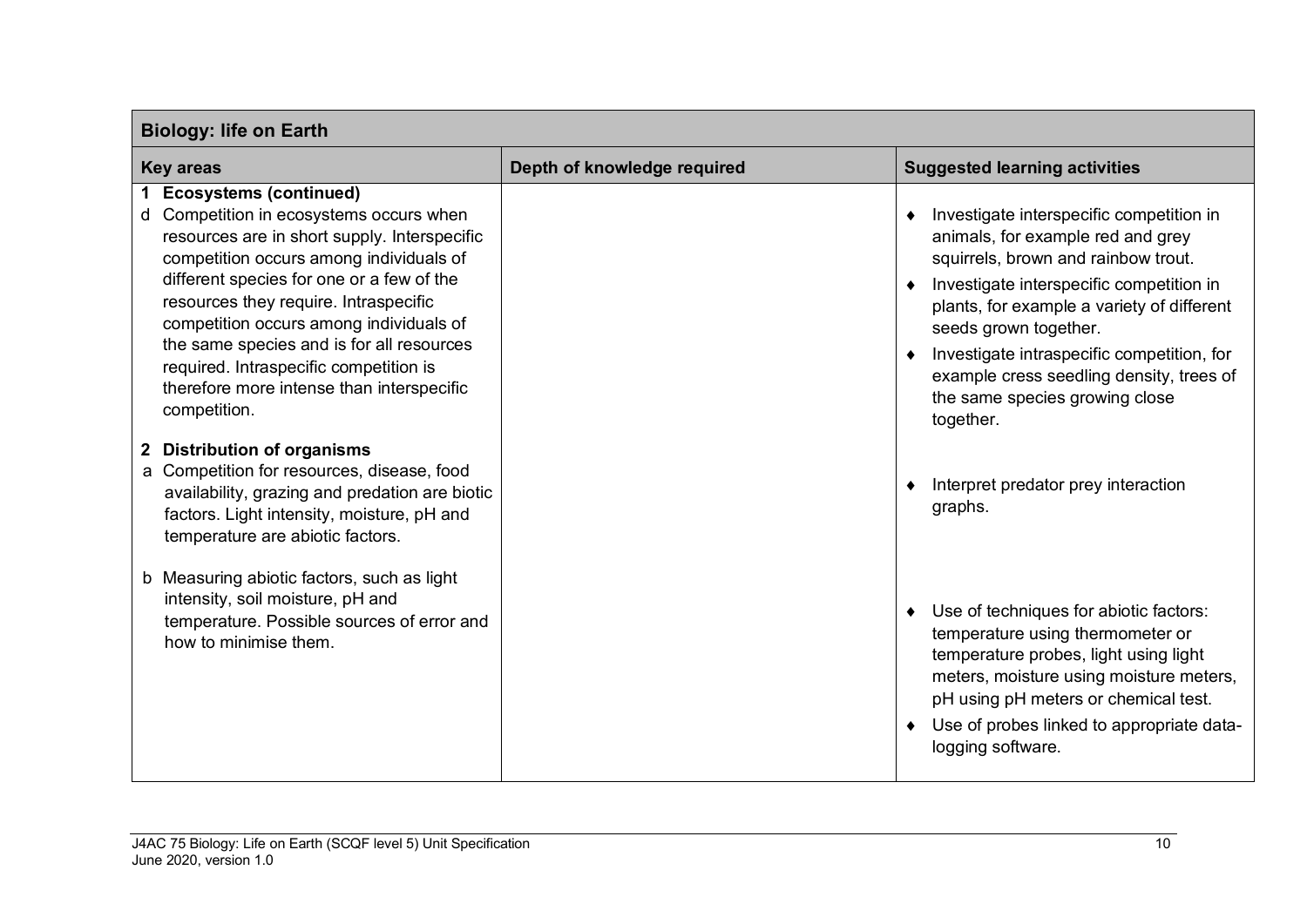| Biology: life on Earth | | |
|---|---|---|
| **Key areas** | **Depth of knowledge required** | **Suggested learning activities** |
| **1 Ecosystems (continued)**<br>d Competition in ecosystems occurs when resources are in short supply. Interspecific competition occurs among individuals of different species for one or a few of the resources they require. Intraspecific competition occurs among individuals of the same species and is for all resources required. Intraspecific competition is therefore more intense than interspecific competition. | | ♦ Investigate interspecific competition in animals, for example red and grey squirrels, brown and rainbow trout.<br>♦ Investigate interspecific competition in plants, for example a variety of different seeds grown together.<br>♦ Investigate intraspecific competition, for example cress seedling density, trees of the same species growing close together. |
| **2 Distribution of organisms**<br>a Competition for resources, disease, food availability, grazing and predation are biotic factors. Light intensity, moisture, pH and temperature are abiotic factors. | | ♦ Interpret predator prey interaction graphs. |
| b Measuring abiotic factors, such as light intensity, soil moisture, pH and temperature. Possible sources of error and how to minimise them. | | ♦ Use of techniques for abiotic factors: temperature using thermometer or temperature probes, light using light meters, moisture using moisture meters, pH using pH meters or chemical test.<br>♦ Use of probes linked to appropriate data-logging software. |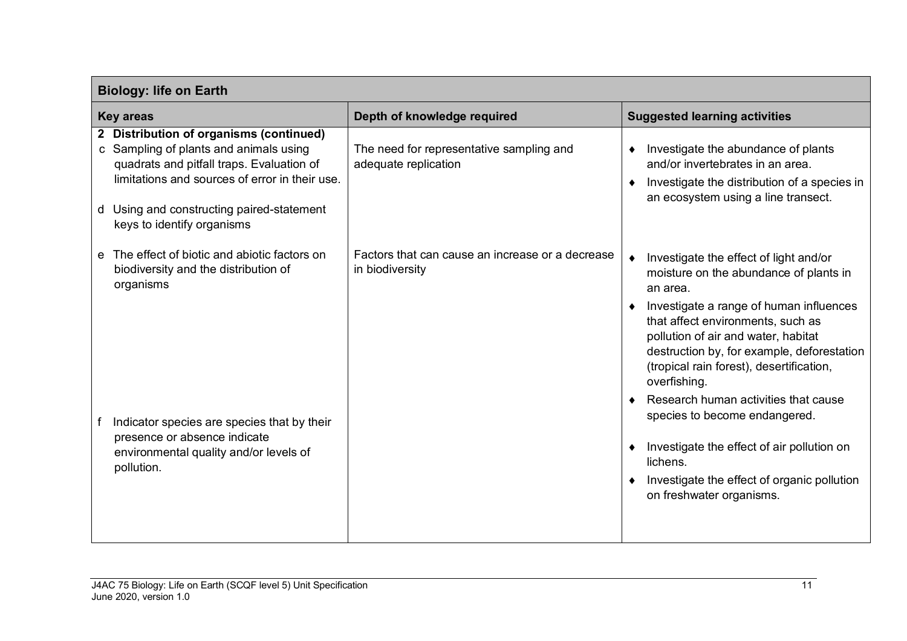| Biology: life on Earth | | |
|---|---|---|
| **Key areas** | **Depth of knowledge required** | **Suggested learning activities** |
| **2 Distribution of organisms (continued)**<br>c Sampling of plants and animals using quadrats and pitfall traps. Evaluation of limitations and sources of error in their use.<br><br>d Using and constructing paired-statement keys to identify organisms | The need for representative sampling and adequate replication | ♦ Investigate the abundance of plants and/or invertebrates in an area.<br>♦ Investigate the distribution of a species in an ecosystem using a line transect. |
| e The effect of biotic and abiotic factors on biodiversity and the distribution of organisms | Factors that can cause an increase or a decrease in biodiversity | ♦ Investigate the effect of light and/or moisture on the abundance of plants in an area.<br>♦ Investigate a range of human influences that affect environments, such as pollution of air and water, habitat destruction by, for example, deforestation (tropical rain forest), desertification, overfishing.<br>♦ Research human activities that cause species to become endangered. |
| f Indicator species are species that by their presence or absence indicate environmental quality and/or levels of pollution. | | ♦ Investigate the effect of air pollution on lichens.<br>♦ Investigate the effect of organic pollution on freshwater organisms. |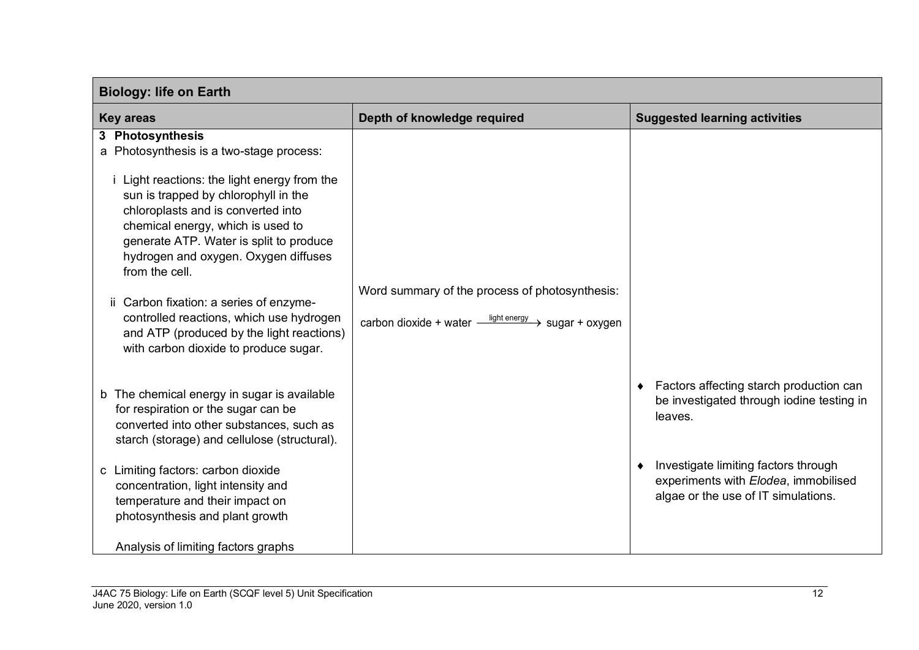| Biology: life on Earth | | |
|---|---|---|
| **Key areas** | **Depth of knowledge required** | **Suggested learning activities** |
| **3 Photosynthesis**<br>a Photosynthesis is a two-stage process:<br><br>i Light reactions: the light energy from the sun is trapped by chlorophyll in the chloroplasts and is converted into chemical energy, which is used to generate ATP. Water is split to produce hydrogen and oxygen. Oxygen diffuses from the cell.<br><br>ii Carbon fixation: a series of enzyme-controlled reactions, which use hydrogen and ATP (produced by the light reactions) with carbon dioxide to produce sugar. | Word summary of the process of photosynthesis:<br><br>carbon dioxide + water $\xrightarrow{\text{light energy}}$ sugar + oxygen | |
| b The chemical energy in sugar is available for respiration or the sugar can be converted into other substances, such as starch (storage) and cellulose (structural). | | ♦ Factors affecting starch production can be investigated through iodine testing in leaves. |
| c Limiting factors: carbon dioxide concentration, light intensity and temperature and their impact on photosynthesis and plant growth<br><br>Analysis of limiting factors graphs | | ♦ Investigate limiting factors through experiments with *Elodea*, immobilised algae or the use of IT simulations. |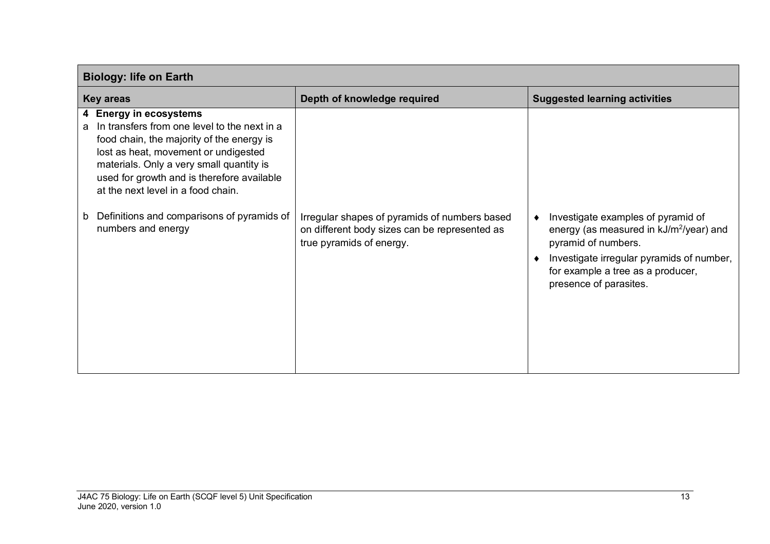| Biology: life on Earth | | |
|---|---|---|
| **Key areas** | **Depth of knowledge required** | **Suggested learning activities** |
| **4 Energy in ecosystems**<br>a In transfers from one level to the next in a food chain, the majority of the energy is lost as heat, movement or undigested materials. Only a very small quantity is used for growth and is therefore available at the next level in a food chain. | | |
| b Definitions and comparisons of pyramids of numbers and energy | Irregular shapes of pyramids of numbers based on different body sizes can be represented as true pyramids of energy. | ♦ Investigate examples of pyramid of energy (as measured in $kJ/m^2/year$) and pyramid of numbers.<br>♦ Investigate irregular pyramids of number, for example a tree as a producer, presence of parasites. |

J4AC 75 Biology: Life on Earth (SCQF level 5) Unit Specification
June 2020, version 1.0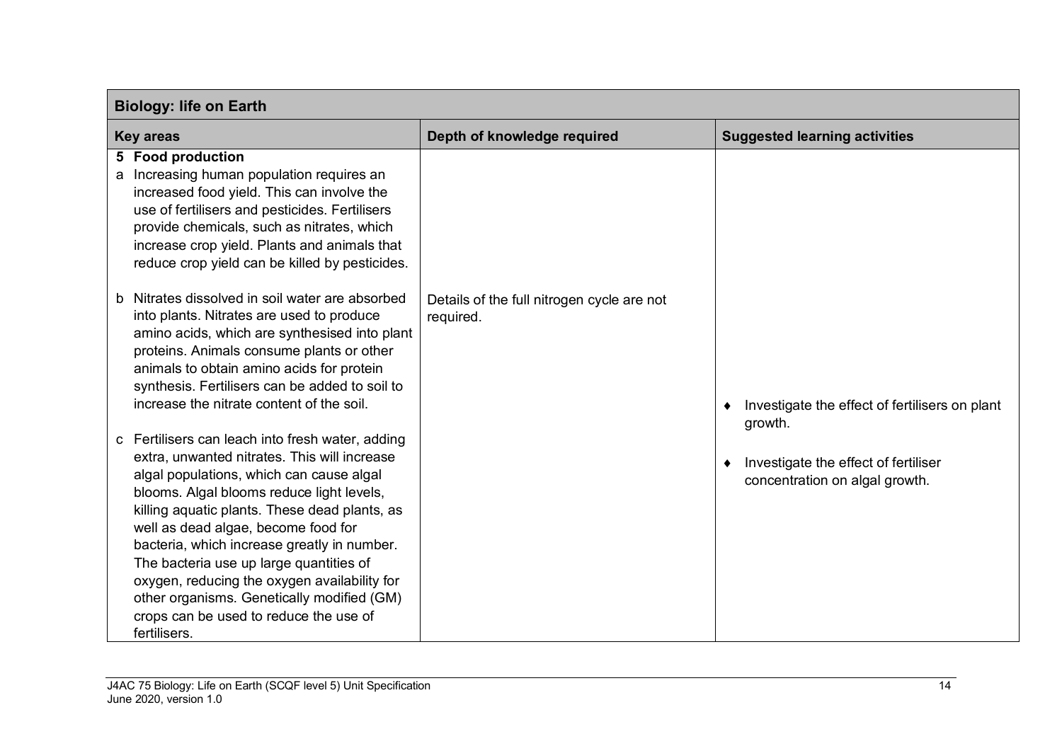| Biology: life on Earth | | |
|---|---|---|
| **Key areas** | **Depth of knowledge required** | **Suggested learning activities** |
| **5 Food production** | | |
| a Increasing human population requires an increased food yield. This can involve the use of fertilisers and pesticides. Fertilisers provide chemicals, such as nitrates, which increase crop yield. Plants and animals that reduce crop yield can be killed by pesticides. | | |
| b Nitrates dissolved in soil water are absorbed into plants. Nitrates are used to produce amino acids, which are synthesised into plant proteins. Animals consume plants or other animals to obtain amino acids for protein synthesis. Fertilisers can be added to soil to increase the nitrate content of the soil. | Details of the full nitrogen cycle are not required. | ♦ Investigate the effect of fertilisers on plant growth. |
| c Fertilisers can leach into fresh water, adding extra, unwanted nitrates. This will increase algal populations, which can cause algal blooms. Algal blooms reduce light levels, killing aquatic plants. These dead plants, as well as dead algae, become food for bacteria, which increase greatly in number. The bacteria use up large quantities of oxygen, reducing the oxygen availability for other organisms. Genetically modified (GM) crops can be used to reduce the use of fertilisers. | | ♦ Investigate the effect of fertiliser concentration on algal growth. |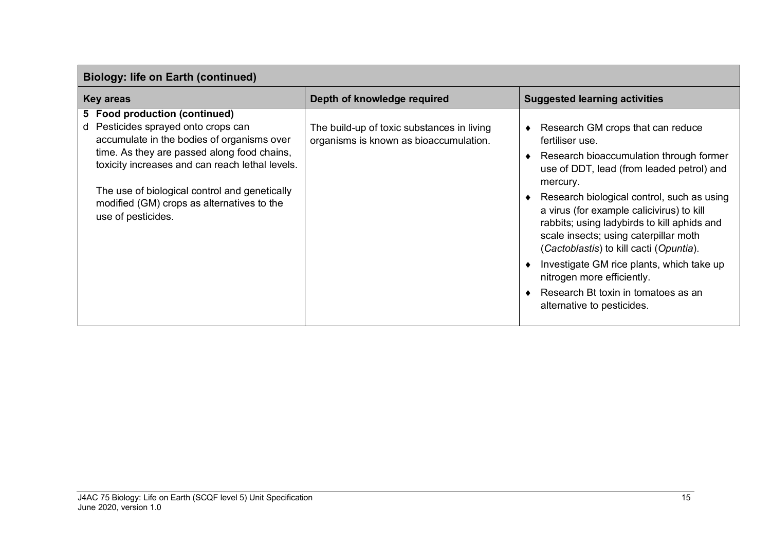| Biology: life on Earth (continued) | | |
|---|---|---|
| **Key areas** | **Depth of knowledge required** | **Suggested learning activities** |
| **5 Food production (continued)**<br>d Pesticides sprayed onto crops can accumulate in the bodies of organisms over time. As they are passed along food chains, toxicity increases and can reach lethal levels.<br><br>The use of biological control and genetically modified (GM) crops as alternatives to the use of pesticides. | The build-up of toxic substances in living organisms is known as bioaccumulation. | ♦ Research GM crops that can reduce fertiliser use.<br>♦ Research bioaccumulation through former use of DDT, lead (from leaded petrol) and mercury.<br>♦ Research biological control, such as using a virus (for example calicivirus) to kill rabbits; using ladybirds to kill aphids and scale insects; using caterpillar moth (*Cactoblastis*) to kill cacti (*Opuntia*).<br>♦ Investigate GM rice plants, which take up nitrogen more efficiently.<br>♦ Research Bt toxin in tomatoes as an alternative to pesticides. |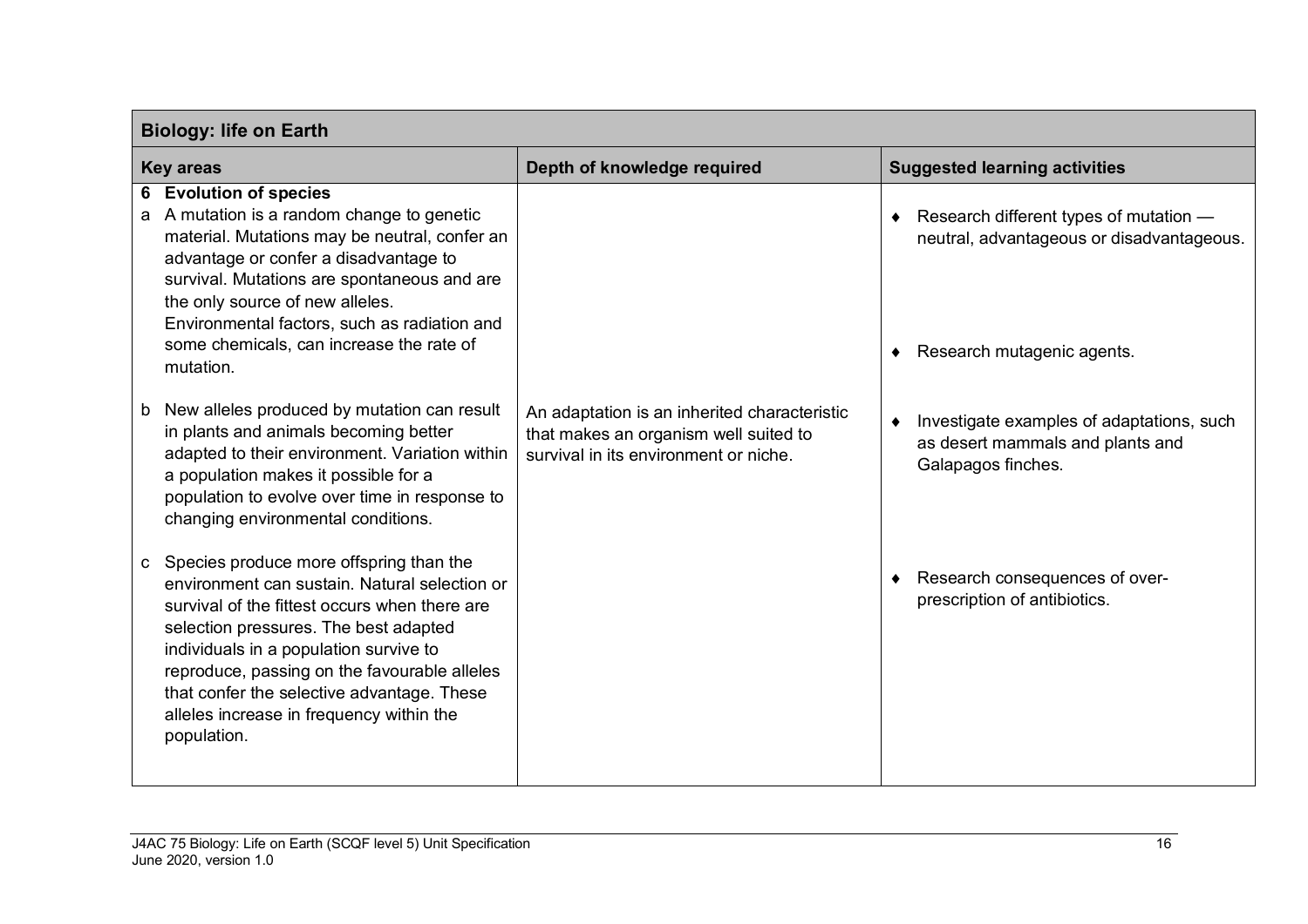| Biology: life on Earth | | |
|---|---|---|
| **Key areas** | **Depth of knowledge required** | **Suggested learning activities** |
| **6 Evolution of species** | | |
| a A mutation is a random change to genetic material. Mutations may be neutral, confer an advantage or confer a disadvantage to survival. Mutations are spontaneous and are the only source of new alleles. Environmental factors, such as radiation and some chemicals, can increase the rate of mutation. | | ♦ Research different types of mutation — neutral, advantageous or disadvantageous. ♦ Research mutagenic agents. |
| b New alleles produced by mutation can result in plants and animals becoming better adapted to their environment. Variation within a population makes it possible for a population to evolve over time in response to changing environmental conditions. | An adaptation is an inherited characteristic that makes an organism well suited to survival in its environment or niche. | ♦ Investigate examples of adaptations, such as desert mammals and plants and Galapagos finches. |
| c Species produce more offspring than the environment can sustain. Natural selection or survival of the fittest occurs when there are selection pressures. The best adapted individuals in a population survive to reproduce, passing on the favourable alleles that confer the selective advantage. These alleles increase in frequency within the population. | | ♦ Research consequences of over-prescription of antibiotics. |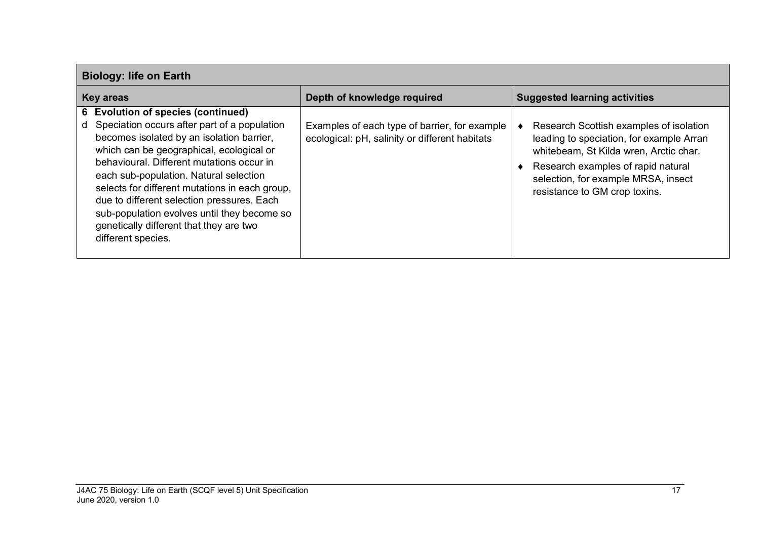| Biology: life on Earth | | |
|---|---|---|
| **Key areas** | **Depth of knowledge required** | **Suggested learning activities** |
| **6 Evolution of species (continued)**<br>d Speciation occurs after part of a population becomes isolated by an isolation barrier, which can be geographical, ecological or behavioural. Different mutations occur in each sub-population. Natural selection selects for different mutations in each group, due to different selection pressures. Each sub-population evolves until they become so genetically different that they are two different species. | Examples of each type of barrier, for example ecological: pH, salinity or different habitats | ♦ Research Scottish examples of isolation leading to speciation, for example Arran whitebeam, St Kilda wren, Arctic char.<br>♦ Research examples of rapid natural selection, for example MRSA, insect resistance to GM crop toxins. |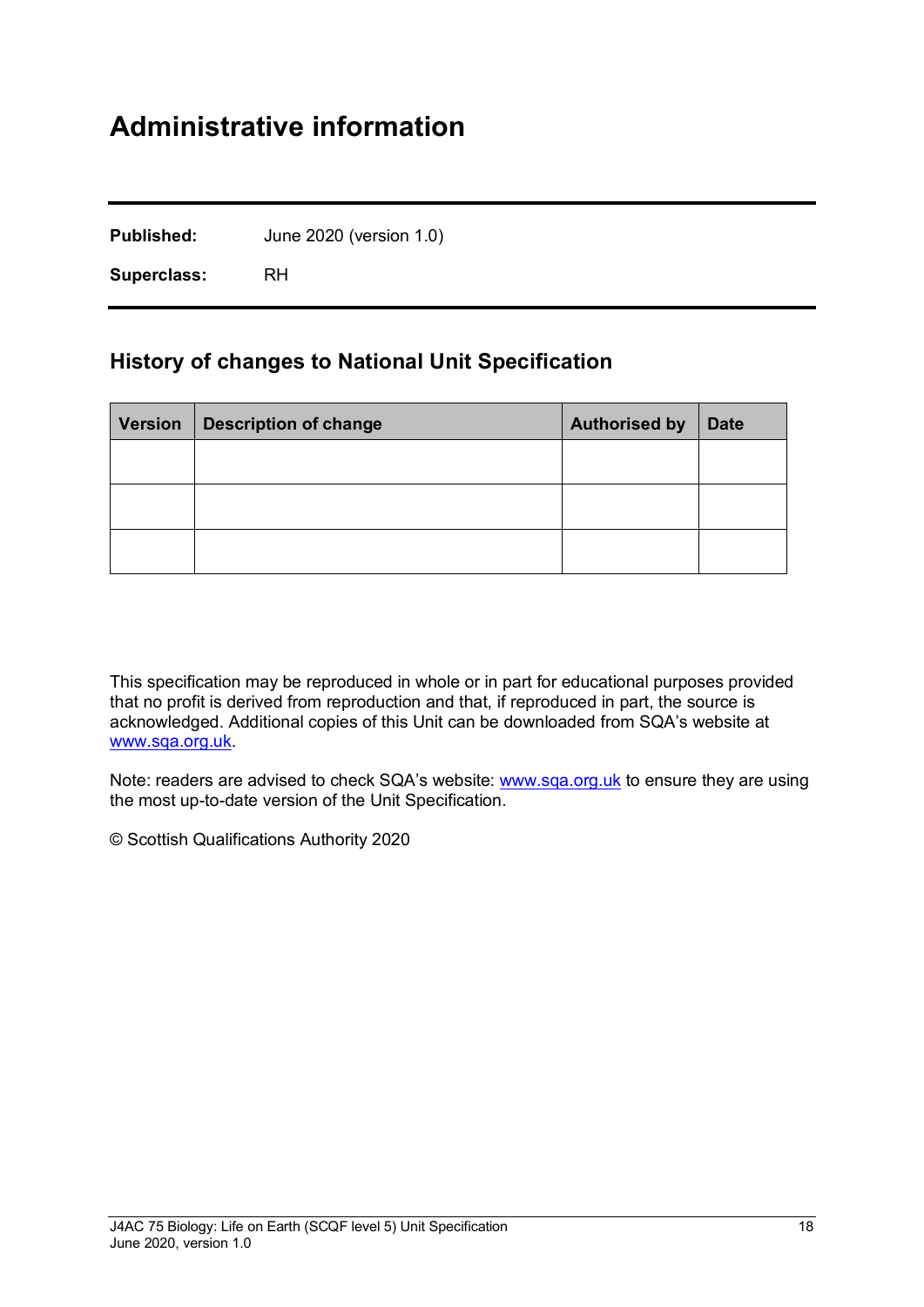# Administrative information

**Published:** June 2020 (version 1.0)

**Superclass:** RH

## History of changes to National Unit Specification

| Version | Description of change | Authorised by | Date |
|---|---|---|---|
| | | | |
| | | | |
| | | | |

This specification may be reproduced in whole or in part for educational purposes provided that no profit is derived from reproduction and that, if reproduced in part, the source is acknowledged. Additional copies of this Unit can be downloaded from SQA's website at [www.sqa.org.uk](www.sqa.org.uk).

Note: readers are advised to check SQA's website: [www.sqa.org.uk](www.sqa.org.uk) to ensure they are using the most up-to-date version of the Unit Specification.

© Scottish Qualifications Authority 2020